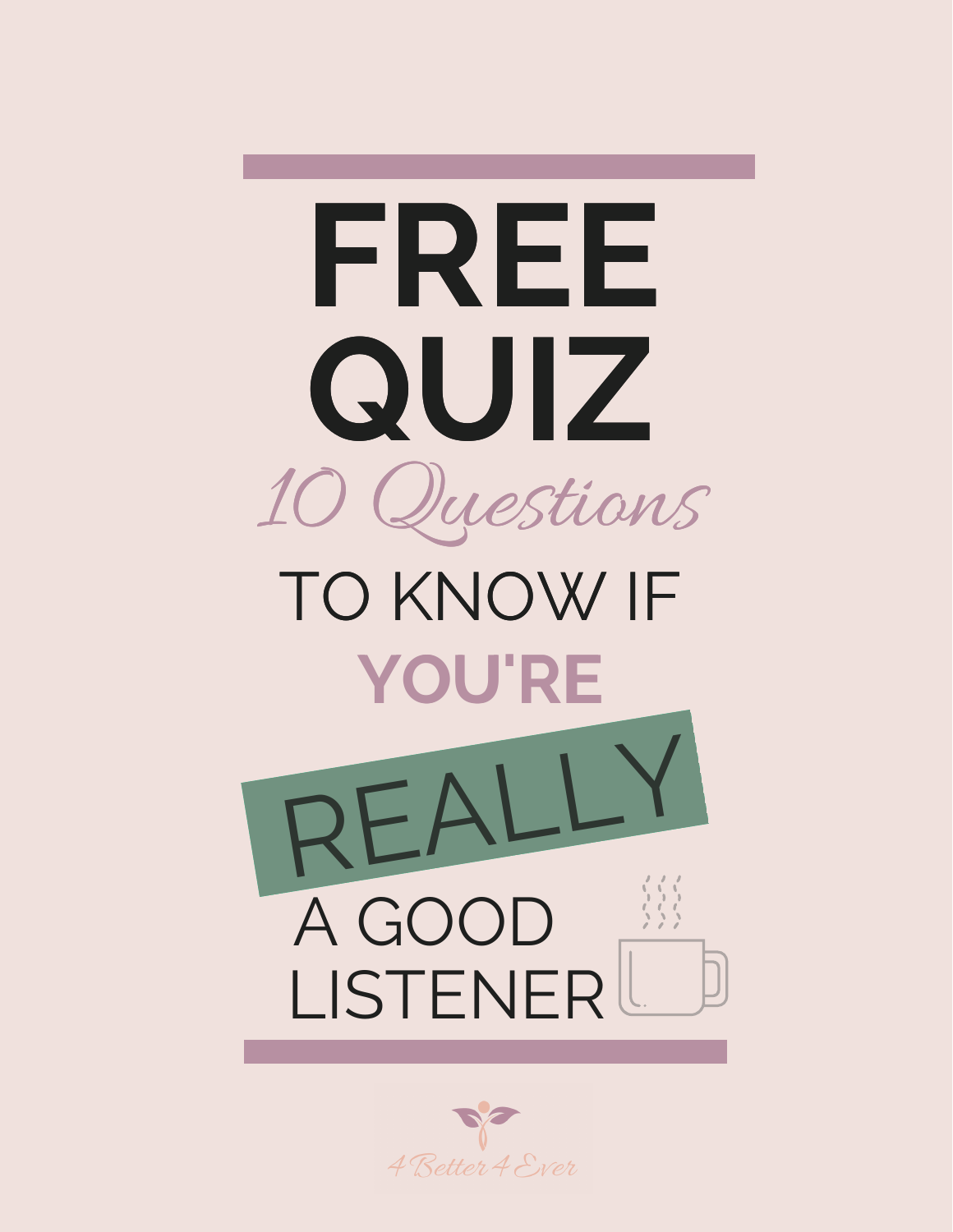# FREE QUIZ

*10 Questions*

## TO KNOW IF **YOU'RE** REALLY A GOOD LISTENER

4 Better 4 Ever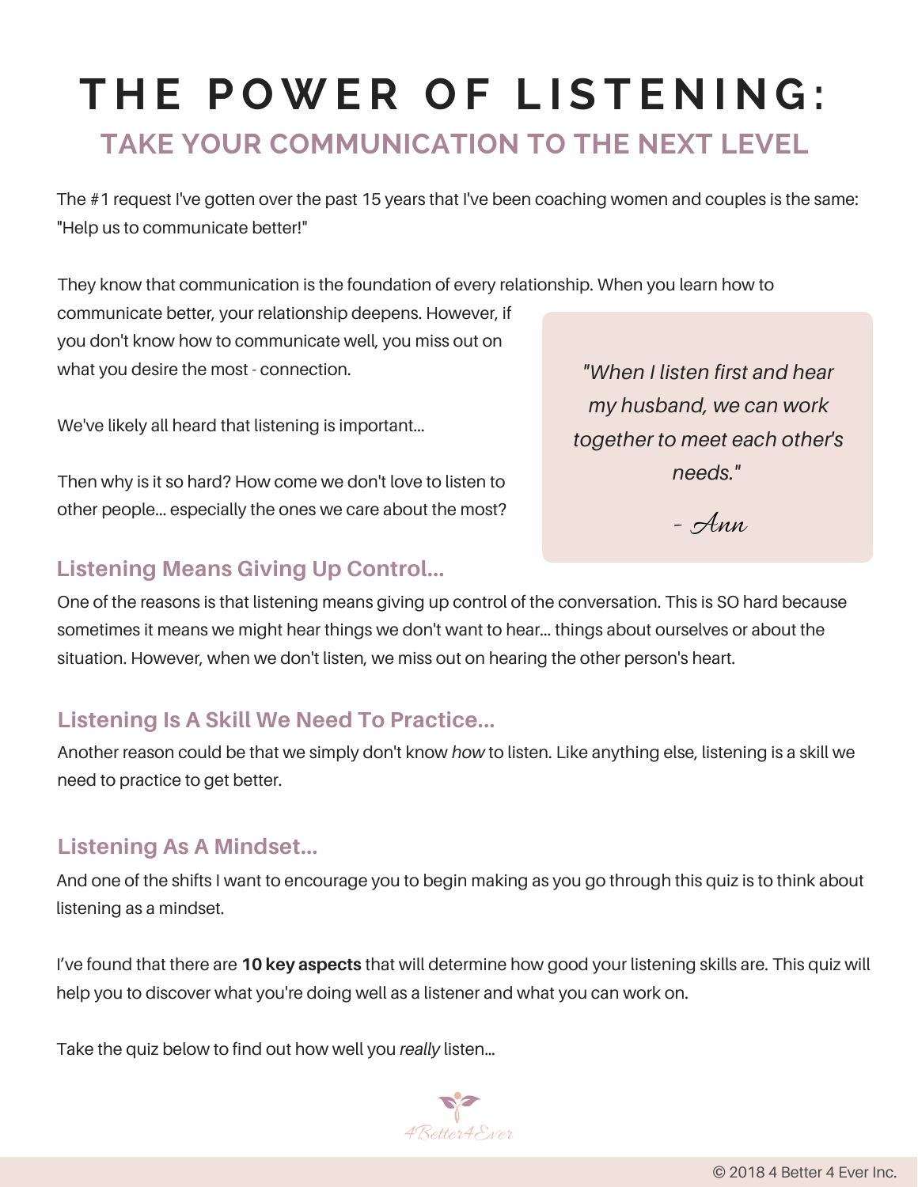# THE POWER OF LISTENING:

## TAKE YOUR COMMUNICATION TO THE NEXT LEVEL

The #1 request I've gotten over the past 15 years that I've been coaching women and couples is the same: "Help us to communicate better!"

They know that communication is the foundation of every relationship. When you learn how to communicate better, your relationship deepens. However, if you don't know how to communicate well, you miss out on what you desire the most - connection.

We've likely all heard that listening is important...

Then why is it so hard? How come we don't love to listen to other people... especially the ones we care about the most?

> *"When I listen first and hear my husband, we can work together to meet each other's needs."*
>
> *- Ann*

### Listening Means Giving Up Control...

One of the reasons is that listening means giving up control of the conversation. This is SO hard because sometimes it means we might hear things we don't want to hear... things about ourselves or about the situation. However, when we don't listen, we miss out on hearing the other person's heart.

### Listening Is A Skill We Need To Practice...

Another reason could be that we simply don't know *how* to listen. Like anything else, listening is a skill we need to practice to get better.

### Listening As A Mindset...

And one of the shifts I want to encourage you to begin making as you go through this quiz is to think about listening as a mindset.

I've found that there are **10 key aspects** that will determine how good your listening skills are. This quiz will help you to discover what you're doing well as a listener and what you can work on.

Take the quiz below to find out how well you *really* listen...

4Better4Ever

© 2018 4 Better 4 Ever Inc.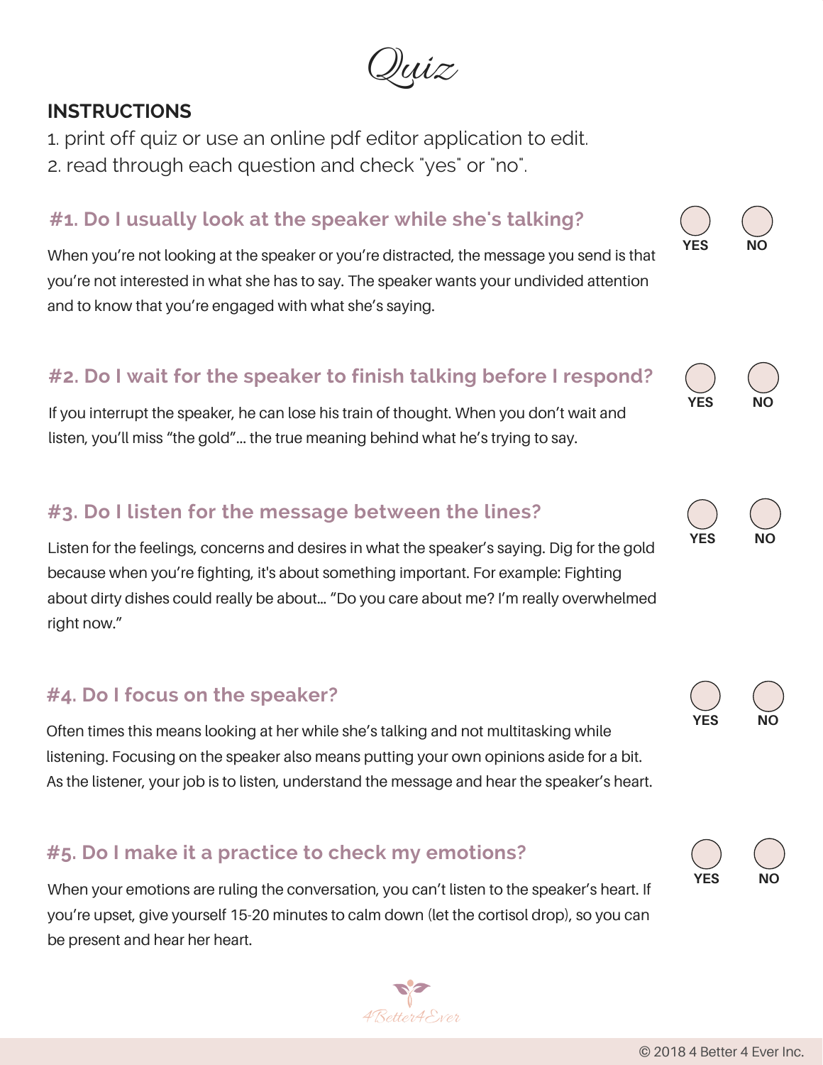# Quiz

**INSTRUCTIONS**

1. print off quiz or use an online pdf editor application to edit.
2. read through each question and check "yes" or "no".

### #1. Do I usually look at the speaker while she's talking?

YES NO

When you're not looking at the speaker or you're distracted, the message you send is that you're not interested in what she has to say. The speaker wants your undivided attention and to know that you're engaged with what she's saying.

### #2. Do I wait for the speaker to finish talking before I respond?

YES NO

If you interrupt the speaker, he can lose his train of thought. When you don't wait and listen, you'll miss "the gold"... the true meaning behind what he's trying to say.

### #3. Do I listen for the message between the lines?

YES NO

Listen for the feelings, concerns and desires in what the speaker's saying. Dig for the gold because when you're fighting, it's about something important. For example: Fighting about dirty dishes could really be about... "Do you care about me? I'm really overwhelmed right now."

### #4. Do I focus on the speaker?

YES NO

Often times this means looking at her while she's talking and not multitasking while listening. Focusing on the speaker also means putting your own opinions aside for a bit. As the listener, your job is to listen, understand the message and hear the speaker's heart.

### #5. Do I make it a practice to check my emotions?

YES NO

When your emotions are ruling the conversation, you can't listen to the speaker's heart. If you're upset, give yourself 15-20 minutes to calm down (let the cortisol drop), so you can be present and hear her heart.

4Better4Ever

© 2018 4 Better 4 Ever Inc.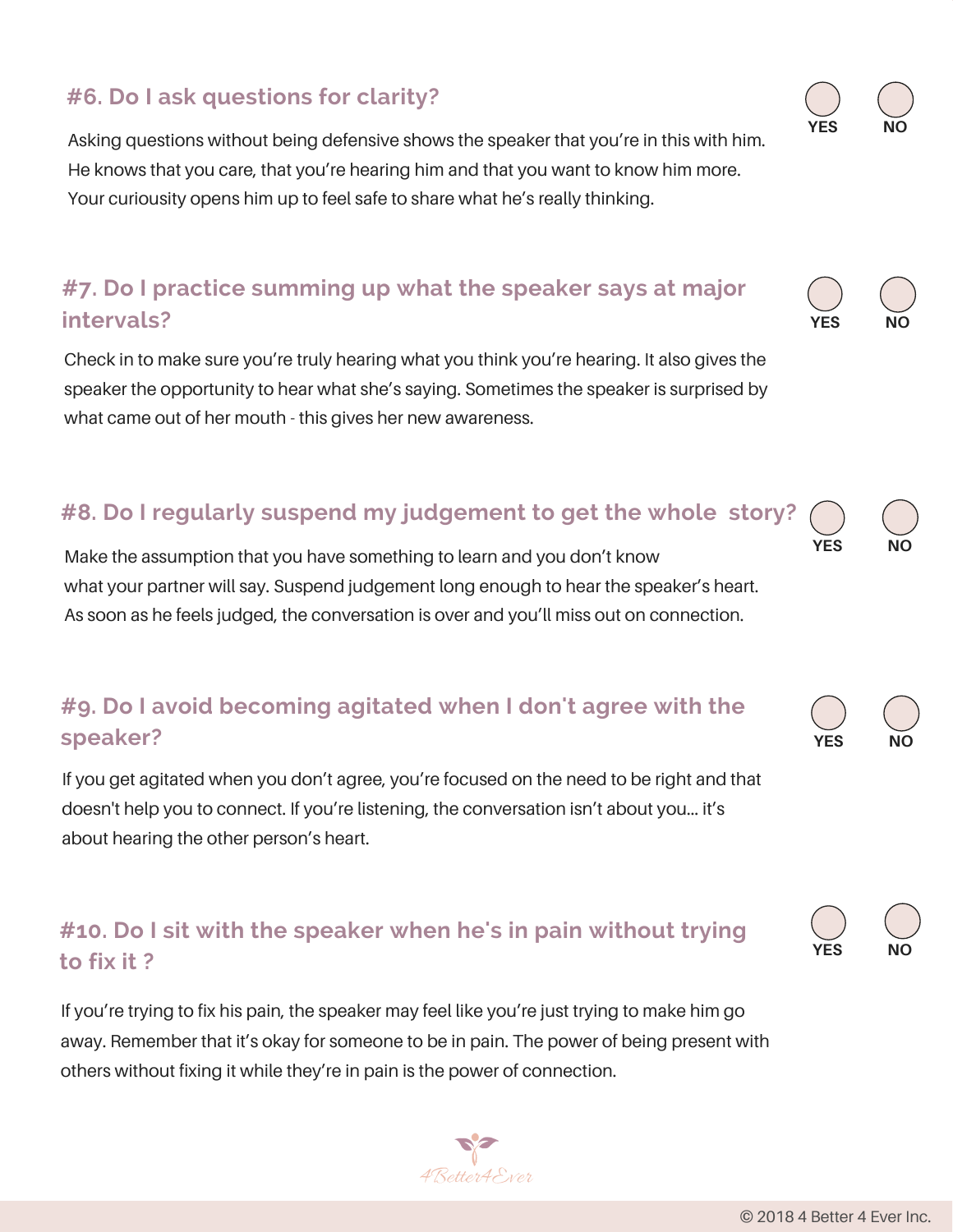### #6. Do I ask questions for clarity?

YES NO

Asking questions without being defensive shows the speaker that you're in this with him. He knows that you care, that you're hearing him and that you want to know him more. Your curiosity opens him up to feel safe to share what he's really thinking.

### #7. Do I practice summing up what the speaker says at major intervals?

YES NO

Check in to make sure you're truly hearing what you think you're hearing. It also gives the speaker the opportunity to hear what she's saying. Sometimes the speaker is surprised by what came out of her mouth - this gives her new awareness.

### #8. Do I regularly suspend my judgement to get the whole story?

YES NO

Make the assumption that you have something to learn and you don't know what your partner will say. Suspend judgement long enough to hear the speaker's heart. As soon as he feels judged, the conversation is over and you'll miss out on connection.

### #9. Do I avoid becoming agitated when I don't agree with the speaker?

YES NO

If you get agitated when you don't agree, you're focused on the need to be right and that doesn't help you to connect. If you're listening, the conversation isn't about you... it's about hearing the other person's heart.

### #10. Do I sit with the speaker when he's in pain without trying to fix it ?

YES NO

If you're trying to fix his pain, the speaker may feel like you're just trying to make him go away. Remember that it's okay for someone to be in pain. The power of being present with others without fixing it while they're in pain is the power of connection.

4Better4Ever

© 2018 4 Better 4 Ever Inc.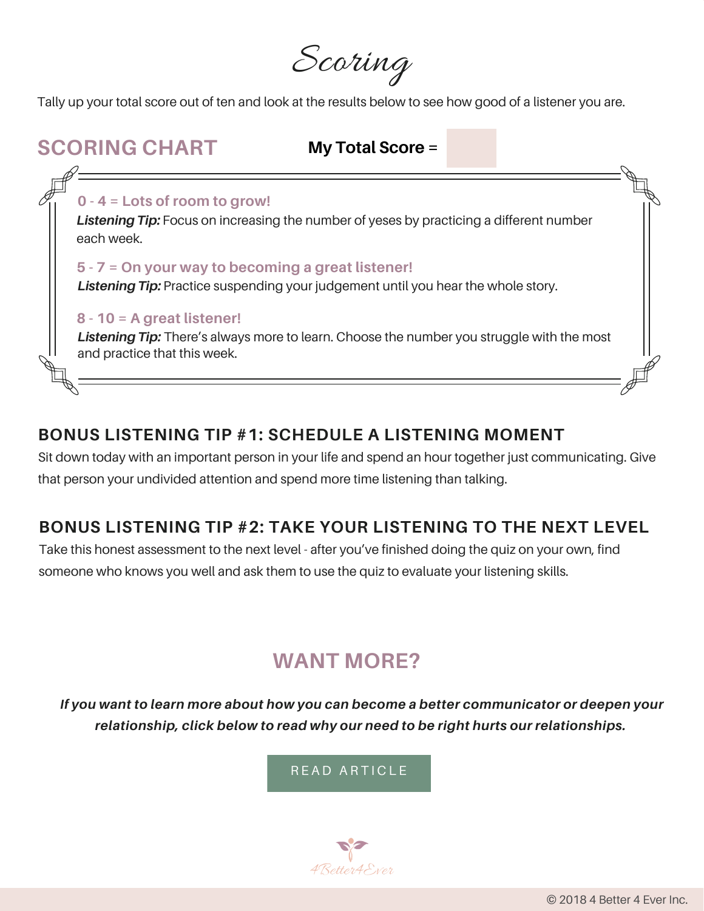# Scoring

Tally up your total score out of ten and look at the results below to see how good of a listener you are.

## SCORING CHART

**My Total Score =**

### 0 - 4 = Lots of room to grow!

***Listening Tip:*** Focus on increasing the number of yeses by practicing a different number each week.

### 5 - 7 = On your way to becoming a great listener!

***Listening Tip:*** Practice suspending your judgement until you hear the whole story.

### 8 - 10 = A great listener!

***Listening Tip:*** There's always more to learn. Choose the number you struggle with the most and practice that this week.

## BONUS LISTENING TIP #1: SCHEDULE A LISTENING MOMENT

Sit down today with an important person in your life and spend an hour together just communicating. Give that person your undivided attention and spend more time listening than talking.

## BONUS LISTENING TIP #2: TAKE YOUR LISTENING TO THE NEXT LEVEL

Take this honest assessment to the next level - after you've finished doing the quiz on your own, find someone who knows you well and ask them to use the quiz to evaluate your listening skills.

## WANT MORE?

***If you want to learn more about how you can become a better communicator or deepen your relationship, click below to read why our need to be right hurts our relationships.***

READ ARTICLE

4Better4Ever

© 2018 4 Better 4 Ever Inc.